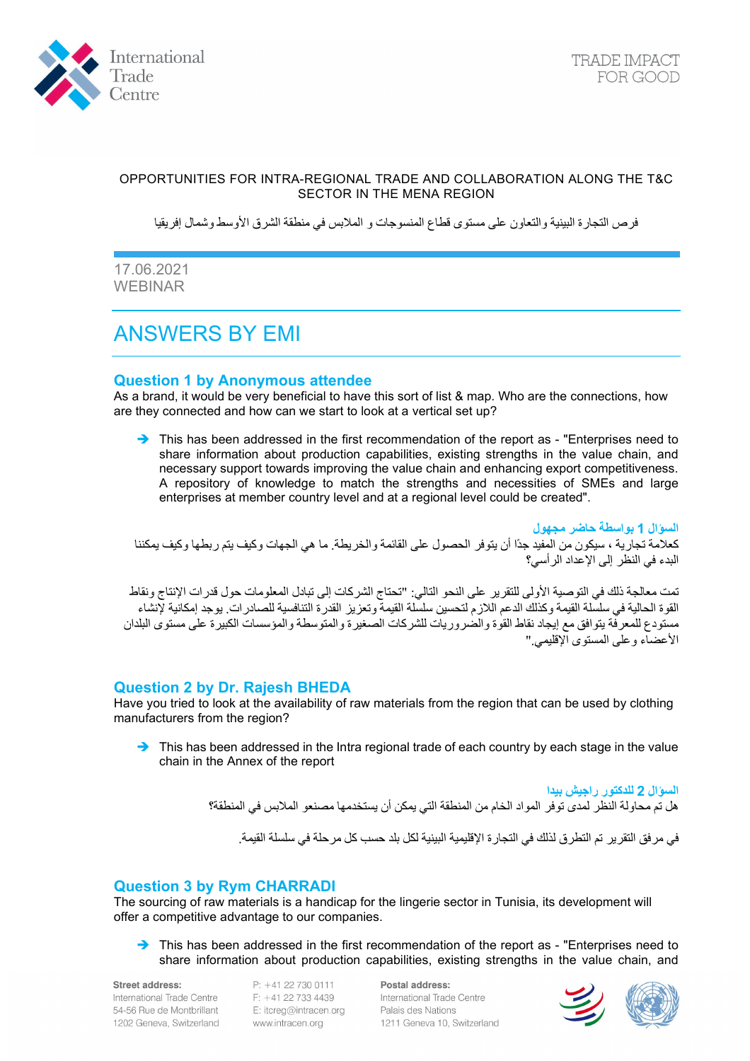OPPORTUNITIES FOR INTRA-REGIONAL TRADE AND COLLABORATION ALONG THE T&C SECTOR IN THE MENA REGION

فرص التجارة البينية والتعاون على مستوى قطاع المنسوجات و الملابس في منطقة الشرق الأوسط وشمال إفريقيا

17.06.2021
WEBINAR

# ANSWERS BY EMI

## Question 1 by Anonymous attendee

As a brand, it would be very beneficial to have this sort of list & map. Who are the connections, how are they connected and how can we start to look at a vertical set up?

- ➔ This has been addressed in the first recommendation of the report as - "Enterprises need to share information about production capabilities, existing strengths in the value chain, and necessary support towards improving the value chain and enhancing export competitiveness. A repository of knowledge to match the strengths and necessities of SMEs and large enterprises at member country level and at a regional level could be created".

## السؤال 1 بواسطة حاضر مجهول

كعلامة تجارية ، سيكون من المفيد جدًا أن يتوفر الحصول على القائمة والخريطة. ما هي الجهات وكيف يتم ربطها وكيف يمكننا البدء في النظر إلى الإعداد الرأسي؟

تمت معالجة ذلك في التوصية الأولى للتقرير على النحو التالي: "تحتاج الشركات إلى تبادل المعلومات حول قدرات الإنتاج ونقاط القوة الحالية في سلسلة القيمة وكذلك الدعم اللازم لتحسين سلسلة القيمة وتعزيز القدرة التنافسية للصادرات. يوجد إمكانية لإنشاء مستودع للمعرفة يتوافق مع إيجاد نقاط القوة والضروريات للشركات الصغيرة والمتوسطة والمؤسسات الكبيرة على مستوى البلدان الأعضاء وعلى المستوى الإقليمي."

## Question 2 by Dr. Rajesh BHEDA

Have you tried to look at the availability of raw materials from the region that can be used by clothing manufacturers from the region?

- ➔ This has been addressed in the Intra regional trade of each country by each stage in the value chain in the Annex of the report

## السؤال 2 للدكتور راجيش بيدا

هل تم محاولة النظر لمدى توفر المواد الخام من المنطقة التي يمكن أن يستخدمها مصنعو الملابس في المنطقة؟

في مرفق التقرير تم التطرق لذلك في التجارة الإقليمية البينية لكل بلد حسب كل مرحلة في سلسلة القيمة.

## Question 3 by Rym CHARRADI

The sourcing of raw materials is a handicap for the lingerie sector in Tunisia, its development will offer a competitive advantage to our companies.

- ➔ This has been addressed in the first recommendation of the report as - "Enterprises need to share information about production capabilities, existing strengths in the value chain, and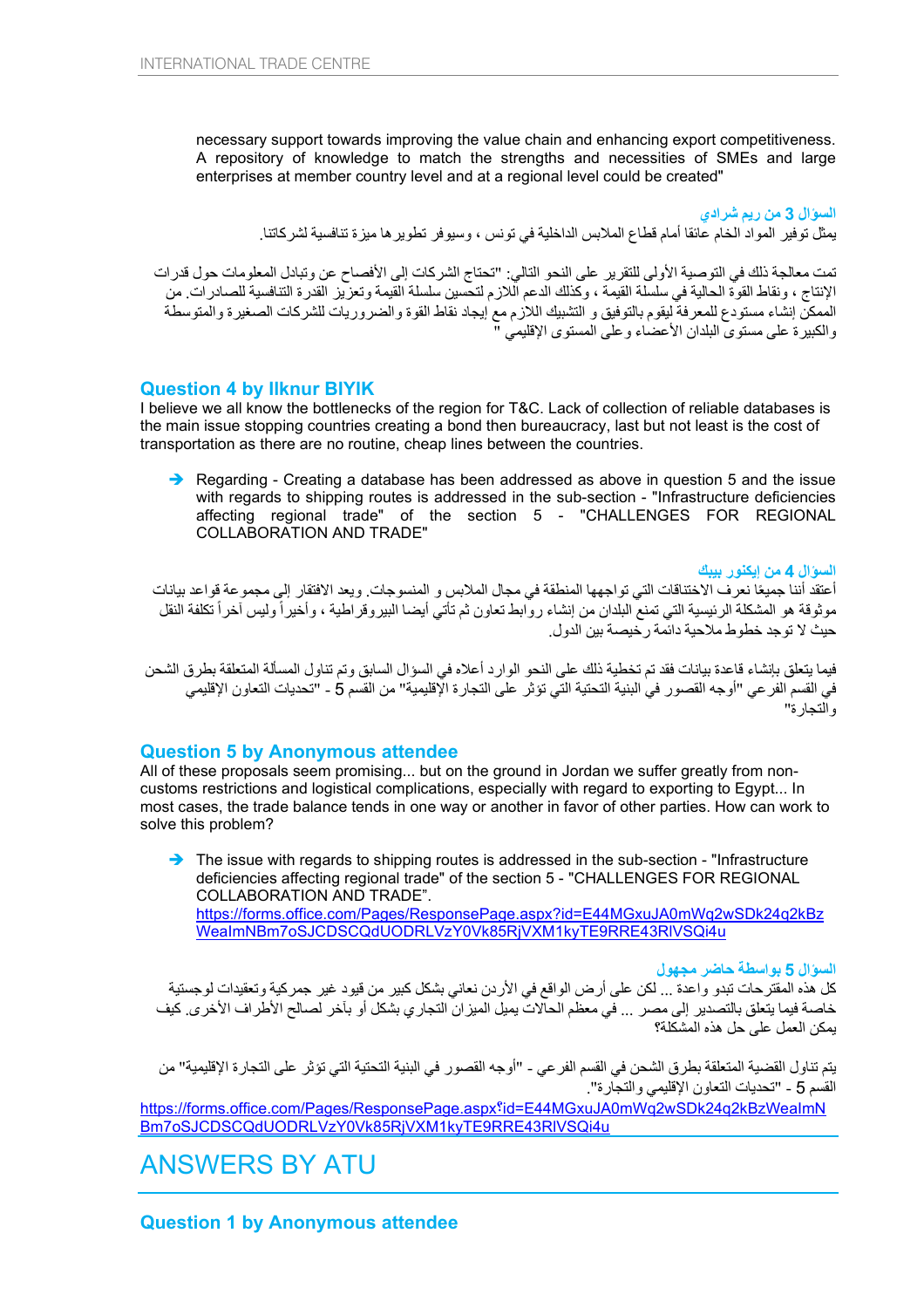necessary support towards improving the value chain and enhancing export competitiveness. A repository of knowledge to match the strengths and necessities of SMEs and large enterprises at member country level and at a regional level could be created"

### السؤال 3 من ريم شرادي

يمثل توفير المواد الخام عائقا أمام قطاع الملابس الداخلية في تونس ، وسيوفر تطويرها ميزة تنافسية لشركاتنا.

تمت معالجة ذلك في التوصية الأولى للتقرير على النحو التالي: "تحتاج الشركات إلى الأفصاح عن وتبادل المعلومات حول قدرات الإنتاج ، ونقاط القوة الحالية في سلسلة القيمة ، وكذلك الدعم اللازم لتحسين سلسلة القيمة وتعزيز القدرة التنافسية للصادرات. من الممكن إنشاء مستودع للمعرفة ليقوم بالتوفيق و التشبيك اللازم مع إيجاد نقاط القوة والضروريات للشركات الصغيرة والمتوسطة والكبيرة على مستوى البلدان الأعضاء وعلى المستوى الإقليمي "

## Question 4 by Ilknur BIYIK

I believe we all know the bottlenecks of the region for T&C. Lack of collection of reliable databases is the main issue stopping countries creating a bond then bureaucracy, last but not least is the cost of transportation as there are no routine, cheap lines between the countries.

- ➔ Regarding - Creating a database has been addressed as above in question 5 and the issue with regards to shipping routes is addressed in the sub-section - "Infrastructure deficiencies affecting regional trade" of the section 5 - "CHALLENGES FOR REGIONAL COLLABORATION AND TRADE"

### السؤال 4 من إيكنور بييك

أعتقد أننا جميعا نعرف الاختناقات التي تواجهها المنطقة في مجال الملابس و المنسوجات. ويعد الافتقار إلى مجموعة قواعد بيانات موثوقة هو المشكلة الرئيسية التي تمنع البلدان من إنشاء روابط تعاون ثم تأتي أيضا البيروقراطية ، وأخيراً وليس آخراً تكلفة النقل حيث لا توجد خطوط ملاحية دائمة رخيصة بين الدول.

فيما يتعلق بإنشاء قاعدة بيانات فقد تم تخطية ذلك على النحو الوارد أعلاه في السؤال السابق وتم تناول المسألة المتعلقة بطرق الشحن في القسم الفرعي "أوجه القصور في البنية التحتية التي تؤثر على التجارة الإقليمية" من القسم 5 - "تحديات التعاون الإقليمي والتجارة"

## Question 5 by Anonymous attendee

All of these proposals seem promising... but on the ground in Jordan we suffer greatly from non-customs restrictions and logistical complications, especially with regard to exporting to Egypt... In most cases, the trade balance tends in one way or another in favor of other parties. How can work to solve this problem?

- ➔ The issue with regards to shipping routes is addressed in the sub-section - "Infrastructure deficiencies affecting regional trade" of the section 5 - "CHALLENGES FOR REGIONAL COLLABORATION AND TRADE".
  https://forms.office.com/Pages/ResponsePage.aspx?id=E44MGxuJA0mWq2wSDk24q2kBzWeaImNBm7oSJCDSCQdUODRLVzY0Vk85RjVXM1kyTE9RRE43RlVSQi4u

### السؤال 5 بواسطة حاضر مجهول

كل هذه المقترحات تبدو واعدة ... لكن على أرض الواقع في الأردن نعاني بشكل كبير من قيود غير جمركية وتعقيدات لوجستية خاصة فيما يتعلق بالتصدير إلى مصر ... في معظم الحالات يميل الميزان التجاري بشكل أو بآخر لصالح الأطراف الأخرى. كيف يمكن العمل على حل هذه المشكلة؟

يتم تناول القضية المتعلقة بطرق الشحن في القسم الفرعي - "أوجه القصور في البنية التحتية التي تؤثر على التجارة الإقليمية" من القسم 5 - "تحديات التعاون الإقليمي والتجارة".

https://forms.office.com/Pages/ResponsePage.aspx?id=E44MGxuJA0mWq2wSDk24q2kBzWeaImNBm7oSJCDSCQdUODRLVzY0Vk85RjVXM1kyTE9RRE43RlVSQi4u

# ANSWERS BY ATU

## Question 1 by Anonymous attendee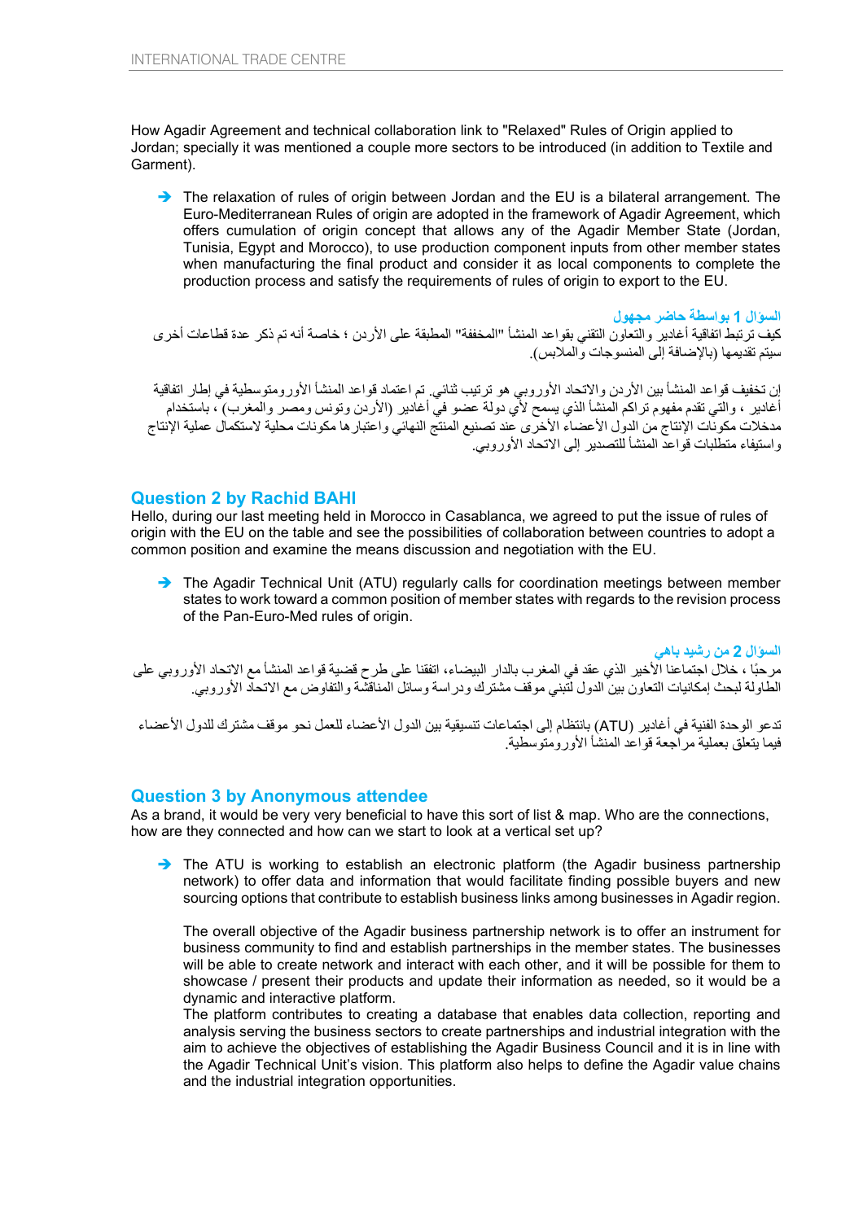How Agadir Agreement and technical collaboration link to "Relaxed" Rules of Origin applied to Jordan; specially it was mentioned a couple more sectors to be introduced (in addition to Textile and Garment).

- The relaxation of rules of origin between Jordan and the EU is a bilateral arrangement. The Euro-Mediterranean Rules of origin are adopted in the framework of Agadir Agreement, which offers cumulation of origin concept that allows any of the Agadir Member State (Jordan, Tunisia, Egypt and Morocco), to use production component inputs from other member states when manufacturing the final product and consider it as local components to complete the production process and satisfy the requirements of rules of origin to export to the EU.

### السؤال 1 بواسطة حاضر مجهول

كيف ترتبط اتفاقية أغادير والتعاون التقني بقواعد المنشأ "المخففة" المطبقة على الأردن ؛ خاصة أنه تم ذكر عدة قطاعات أخرى سيتم تقديمها (بالإضافة إلى المنسوجات والملابس).

إن تخفيف قواعد المنشأ بين الأردن والاتحاد الأوروبي هو ترتيب ثنائي. تم اعتماد قواعد المنشأ الأورومتوسطية في إطار اتفاقية أغادير ، والتي تقدم مفهوم تراكم المنشأ الذي يسمح لأي دولة عضو في أغادير (الأردن وتونس ومصر والمغرب) ، باستخدام مدخلات مكونات الإنتاج من الدول الأعضاء الأخرى عند تصنيع المنتج النهائي واعتبارها مكونات محلية لاستكمال عملية الإنتاج واستيفاء متطلبات قواعد المنشأ للتصدير إلى الاتحاد الأوروبي.

## Question 2 by Rachid BAHI

Hello, during our last meeting held in Morocco in Casablanca, we agreed to put the issue of rules of origin with the EU on the table and see the possibilities of collaboration between countries to adopt a common position and examine the means discussion and negotiation with the EU.

- The Agadir Technical Unit (ATU) regularly calls for coordination meetings between member states to work toward a common position of member states with regards to the revision process of the Pan-Euro-Med rules of origin.

### السؤال 2 من رشيد باهي

مرحبًا ، خلال اجتماعنا الأخير الذي عقد في المغرب بالدار البيضاء، اتفقنا على طرح قضية قواعد المنشأ مع الاتحاد الأوروبي على الطاولة لبحث إمكانيات التعاون بين الدول لتبني موقف مشترك ودراسة وسائل المناقشة والتفاوض مع الاتحاد الأوروبي.

تدعو الوحدة الفنية في أغادير (ATU) بانتظام إلى اجتماعات تنسيقية بين الدول الأعضاء للعمل نحو موقف مشترك للدول الأعضاء فيما يتعلق بعملية مراجعة قواعد المنشأ الأورومتوسطية.

## Question 3 by Anonymous attendee

As a brand, it would be very very beneficial to have this sort of list & map. Who are the connections, how are they connected and how can we start to look at a vertical set up?

- The ATU is working to establish an electronic platform (the Agadir business partnership network) to offer data and information that would facilitate finding possible buyers and new sourcing options that contribute to establish business links among businesses in Agadir region.

  The overall objective of the Agadir business partnership network is to offer an instrument for business community to find and establish partnerships in the member states. The businesses will be able to create network and interact with each other, and it will be possible for them to showcase / present their products and update their information as needed, so it would be a dynamic and interactive platform.
  The platform contributes to creating a database that enables data collection, reporting and analysis serving the business sectors to create partnerships and industrial integration with the aim to achieve the objectives of establishing the Agadir Business Council and it is in line with the Agadir Technical Unit's vision. This platform also helps to define the Agadir value chains and the industrial integration opportunities.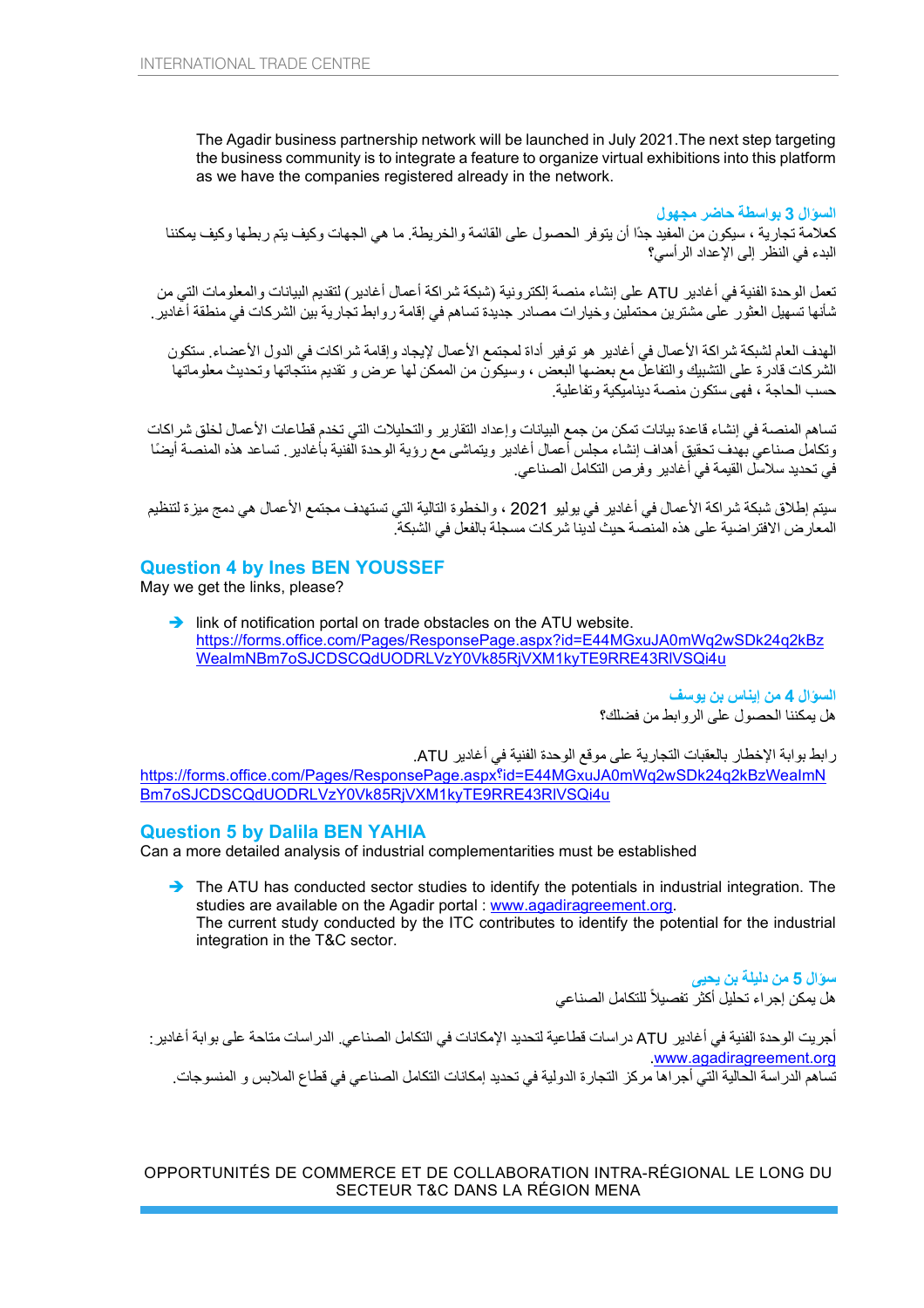The Agadir business partnership network will be launched in July 2021.The next step targeting the business community is to integrate a feature to organize virtual exhibitions into this platform as we have the companies registered already in the network.

### السؤال 3 بواسطة حاضر مجهول

كعلامة تجارية ، سيكون من المفيد جدًا أن يتوفر الحصول على القائمة والخريطة. ما هي الجهات وكيف يتم ربطها وكيف يمكننا البدء في النظر إلى الإعداد الرأسي؟

تعمل الوحدة الفنية في أغادير ATU على إنشاء منصة إلكترونية (شبكة شراكة أعمال أغادير) لتقديم البيانات والمعلومات التي من شأنها تسهيل العثور على مشترين محتملين وخيارات مصادر جديدة تساهم في إقامة روابط تجارية بين الشركات في منطقة أغادير.

الهدف العام لشبكة شراكة الأعمال في أغادير هو توفير أداة لمجتمع الأعمال لإيجاد وإقامة شراكات في الدول الأعضاء. ستكون الشركات قادرة على التشبيك والتفاعل مع بعضها البعض ، وسيكون من الممكن لها عرض و تقديم منتجاتها وتحديث معلوماتها حسب الحاجة ، فهي ستكون منصة ديناميكية وتفاعلية.

تساهم المنصة في إنشاء قاعدة بيانات تمكن من جمع البيانات وإعداد التقارير والتحليلات التي تخدم قطاعات الأعمال لخلق شراكات وتكامل صناعي بهدف تحقيق أهداف إنشاء مجلس أعمال أغادير ويتماشى مع رؤية الوحدة الفنية بأغادير. تساعد هذه المنصة أيضًا في تحديد سلاسل القيمة في أغادير وفرص التكامل الصناعي.

سيتم إطلاق شبكة شراكة الأعمال في أغادير في يوليو 2021 ، والخطوة التالية التي تستهدف مجتمع الأعمال هي دمج ميزة لتنظيم المعارض الافتراضية على هذه المنصة حيث لدينا شركات مسجلة بالفعل في الشبكة.

## Question 4 by Ines BEN YOUSSEF

May we get the links, please?

- ➔ link of notification portal on trade obstacles on the ATU website. https://forms.office.com/Pages/ResponsePage.aspx?id=E44MGxuJA0mWq2wSDk24q2kBzWeaImNBm7oSJCDSCQdUODRLVzY0Vk85RjVXM1kyTE9RRE43RlVSQi4u

### السؤال 4 من إيناس بن يوسف

هل يمكننا الحصول على الروابط من فضلك؟

رابط بوابة الإخطار بالعقبات التجارية على موقع الوحدة الفنية في أغادير ATU.
https://forms.office.com/Pages/ResponsePage.aspx?id=E44MGxuJA0mWq2wSDk24q2kBzWeaImNBm7oSJCDSCQdUODRLVzY0Vk85RjVXM1kyTE9RRE43RlVSQi4u

## Question 5 by Dalila BEN YAHIA

Can a more detailed analysis of industrial complementarities must be established

- ➔ The ATU has conducted sector studies to identify the potentials in industrial integration. The studies are available on the Agadir portal : www.agadiragreement.org.
The current study conducted by the ITC contributes to identify the potential for the industrial integration in the T&C sector.

### سؤال 5 من دليلة بن يحيى

هل يمكن إجراء تحليل أكثر تفصيلاً للتكامل الصناعي

أجريت الوحدة الفنية في أغادير ATU دراسات قطاعية لتحديد الإمكانات في التكامل الصناعي. الدراسات متاحة على بوابة أغادير: www.agadiragreement.org.

تساهم الدراسة الحالية التي أجراها مركز التجارة الدولية في تحديد إمكانات التكامل الصناعي في قطاع الملابس و المنسوجات.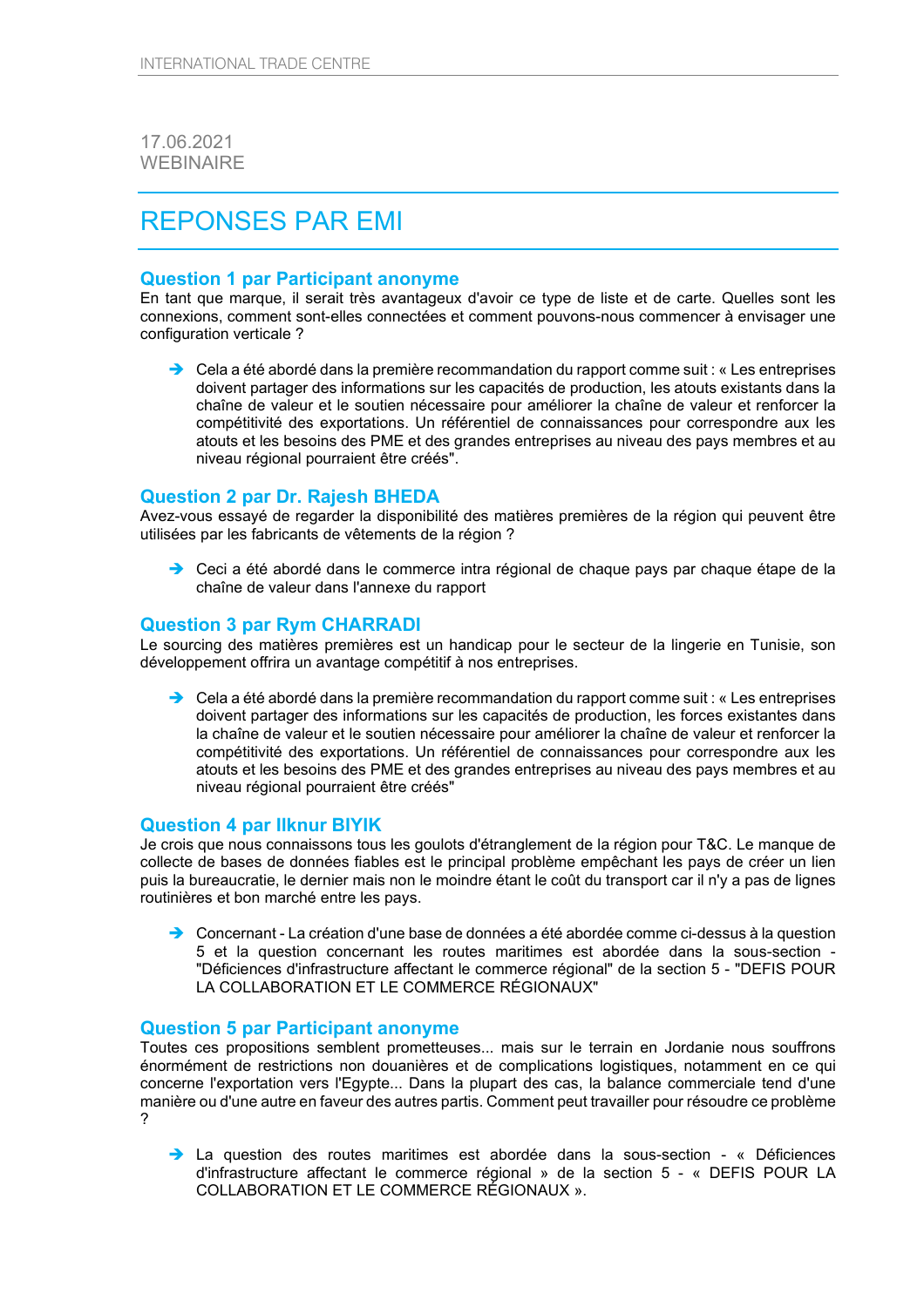17.06.2021
WEBINAIRE

# REPONSES PAR EMI

## Question 1 par Participant anonyme

En tant que marque, il serait très avantageux d'avoir ce type de liste et de carte. Quelles sont les connexions, comment sont-elles connectées et comment pouvons-nous commencer à envisager une configuration verticale ?

- ➔ Cela a été abordé dans la première recommandation du rapport comme suit : « Les entreprises doivent partager des informations sur les capacités de production, les atouts existants dans la chaîne de valeur et le soutien nécessaire pour améliorer la chaîne de valeur et renforcer la compétitivité des exportations. Un référentiel de connaissances pour correspondre aux les atouts et les besoins des PME et des grandes entreprises au niveau des pays membres et au niveau régional pourraient être créés".

## Question 2 par Dr. Rajesh BHEDA

Avez-vous essayé de regarder la disponibilité des matières premières de la région qui peuvent être utilisées par les fabricants de vêtements de la région ?

- ➔ Ceci a été abordé dans le commerce intra régional de chaque pays par chaque étape de la chaîne de valeur dans l'annexe du rapport

## Question 3 par Rym CHARRADI

Le sourcing des matières premières est un handicap pour le secteur de la lingerie en Tunisie, son développement offrira un avantage compétitif à nos entreprises.

- ➔ Cela a été abordé dans la première recommandation du rapport comme suit : « Les entreprises doivent partager des informations sur les capacités de production, les forces existantes dans la chaîne de valeur et le soutien nécessaire pour améliorer la chaîne de valeur et renforcer la compétitivité des exportations. Un référentiel de connaissances pour correspondre aux les atouts et les besoins des PME et des grandes entreprises au niveau des pays membres et au niveau régional pourraient être créés"

## Question 4 par Ilknur BIYIK

Je crois que nous connaissons tous les goulots d'étranglement de la région pour T&C. Le manque de collecte de bases de données fiables est le principal problème empêchant les pays de créer un lien puis la bureaucratie, le dernier mais non le moindre étant le coût du transport car il n'y a pas de lignes routinières et bon marché entre les pays.

- ➔ Concernant - La création d'une base de données a été abordée comme ci-dessus à la question 5 et la question concernant les routes maritimes est abordée dans la sous-section - "Déficiences d'infrastructure affectant le commerce régional" de la section 5 - "DEFIS POUR LA COLLABORATION ET LE COMMERCE RÉGIONAUX"

## Question 5 par Participant anonyme

Toutes ces propositions semblent prometteuses... mais sur le terrain en Jordanie nous souffrons énormément de restrictions non douanières et de complications logistiques, notamment en ce qui concerne l'exportation vers l'Egypte... Dans la plupart des cas, la balance commerciale tend d'une manière ou d'une autre en faveur des autres partis. Comment peut travailler pour résoudre ce problème ?

- ➔ La question des routes maritimes est abordée dans la sous-section - « Déficiences d'infrastructure affectant le commerce régional » de la section 5 - « DEFIS POUR LA COLLABORATION ET LE COMMERCE RÉGIONAUX ».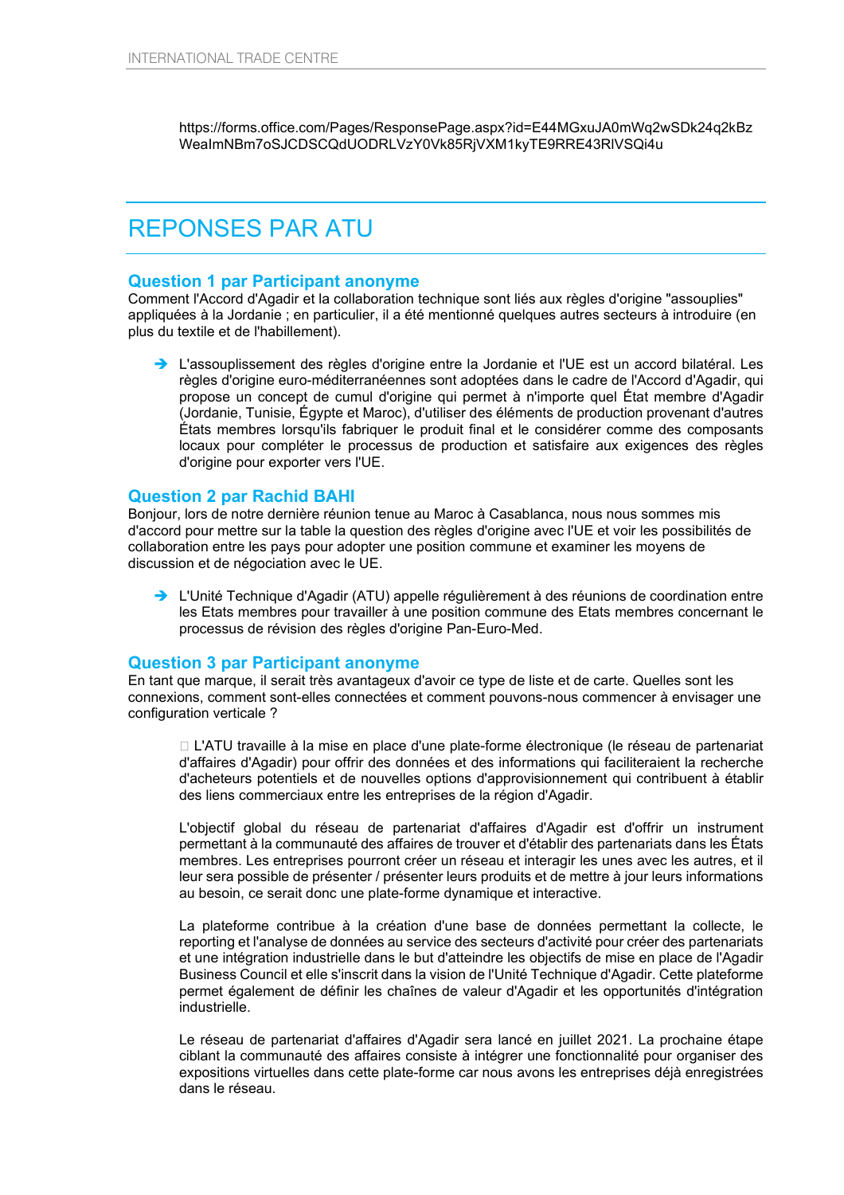https://forms.office.com/Pages/ResponsePage.aspx?id=E44MGxuJA0mWq2wSDk24q2kBzWeaImNBm7oSJCDSCQdUODRLVzY0Vk85RjVXM1kyTE9RRE43RlVSQi4u

# REPONSES PAR ATU

### Question 1 par Participant anonyme

Comment l'Accord d'Agadir et la collaboration technique sont liés aux règles d'origine "assouplies" appliquées à la Jordanie ; en particulier, il a été mentionné quelques autres secteurs à introduire (en plus du textile et de l'habillement).

- ➔ L'assouplissement des règles d'origine entre la Jordanie et l'UE est un accord bilatéral. Les règles d'origine euro-méditerranéennes sont adoptées dans le cadre de l'Accord d'Agadir, qui propose un concept de cumul d'origine qui permet à n'importe quel État membre d'Agadir (Jordanie, Tunisie, Égypte et Maroc), d'utiliser des éléments de production provenant d'autres États membres lorsqu'ils fabriquer le produit final et le considérer comme des composants locaux pour compléter le processus de production et satisfaire aux exigences des règles d'origine pour exporter vers l'UE.

### Question 2 par Rachid BAHI

Bonjour, lors de notre dernière réunion tenue au Maroc à Casablanca, nous nous sommes mis d'accord pour mettre sur la table la question des règles d'origine avec l'UE et voir les possibilités de collaboration entre les pays pour adopter une position commune et examiner les moyens de discussion et de négociation avec le UE.

- ➔ L'Unité Technique d'Agadir (ATU) appelle régulièrement à des réunions de coordination entre les Etats membres pour travailler à une position commune des Etats membres concernant le processus de révision des règles d'origine Pan-Euro-Med.

### Question 3 par Participant anonyme

En tant que marque, il serait très avantageux d'avoir ce type de liste et de carte. Quelles sont les connexions, comment sont-elles connectées et comment pouvons-nous commencer à envisager une configuration verticale ?

 L'ATU travaille à la mise en place d'une plate-forme électronique (le réseau de partenariat d'affaires d'Agadir) pour offrir des données et des informations qui faciliteraient la recherche d'acheteurs potentiels et de nouvelles options d'approvisionnement qui contribuent à établir des liens commerciaux entre les entreprises de la région d'Agadir.

L'objectif global du réseau de partenariat d'affaires d'Agadir est d'offrir un instrument permettant à la communauté des affaires de trouver et d'établir des partenariats dans les États membres. Les entreprises pourront créer un réseau et interagir les unes avec les autres, et il leur sera possible de présenter / présenter leurs produits et de mettre à jour leurs informations au besoin, ce serait donc une plate-forme dynamique et interactive.

La plateforme contribue à la création d'une base de données permettant la collecte, le reporting et l'analyse de données au service des secteurs d'activité pour créer des partenariats et une intégration industrielle dans le but d'atteindre les objectifs de mise en place de l'Agadir Business Council et elle s'inscrit dans la vision de l'Unité Technique d'Agadir. Cette plateforme permet également de définir les chaînes de valeur d'Agadir et les opportunités d'intégration industrielle.

Le réseau de partenariat d'affaires d'Agadir sera lancé en juillet 2021. La prochaine étape ciblant la communauté des affaires consiste à intégrer une fonctionnalité pour organiser des expositions virtuelles dans cette plate-forme car nous avons les entreprises déjà enregistrées dans le réseau.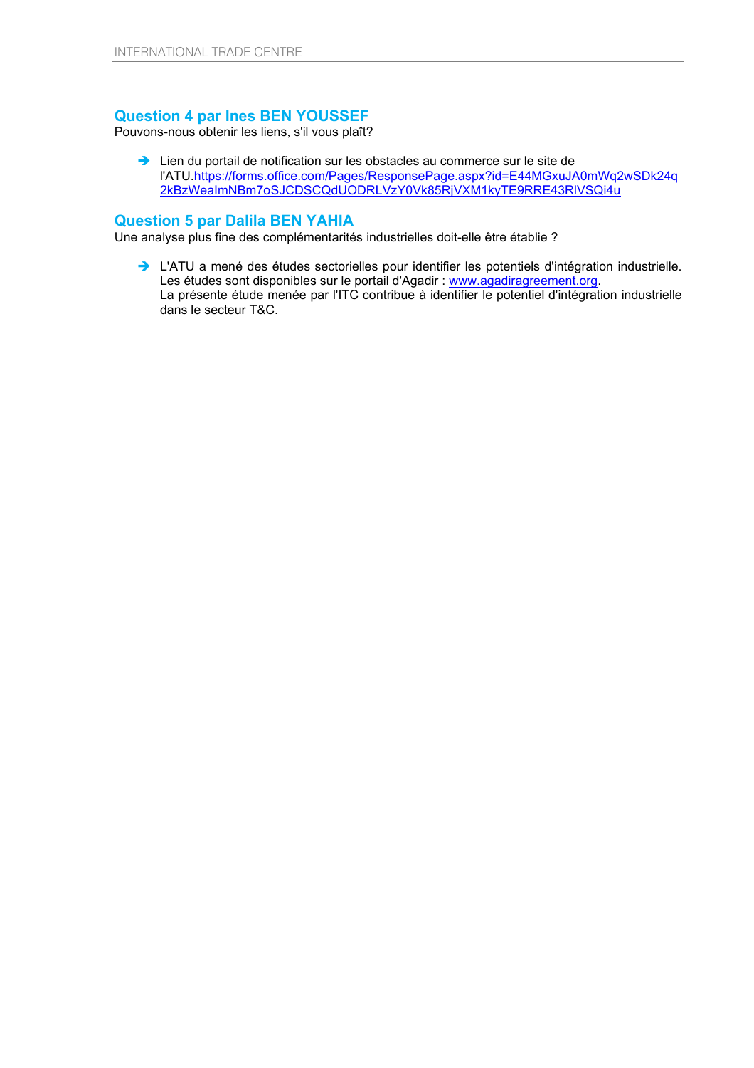## Question 4 par Ines BEN YOUSSEF

Pouvons-nous obtenir les liens, s'il vous plaît?

- ➔ Lien du portail de notification sur les obstacles au commerce sur le site de l'ATU.https://forms.office.com/Pages/ResponsePage.aspx?id=E44MGxuJA0mWq2wSDk24q2kBzWeaImNBm7oSJCDSCQdUODRLVzY0Vk85RjVXM1kyTE9RRE43RlVSQi4u

## Question 5 par Dalila BEN YAHIA

Une analyse plus fine des complémentarités industrielles doit-elle être établie ?

- ➔ L'ATU a mené des études sectorielles pour identifier les potentiels d'intégration industrielle. Les études sont disponibles sur le portail d'Agadir : www.agadiragreement.org.
  La présente étude menée par l'ITC contribue à identifier le potentiel d'intégration industrielle dans le secteur T&C.